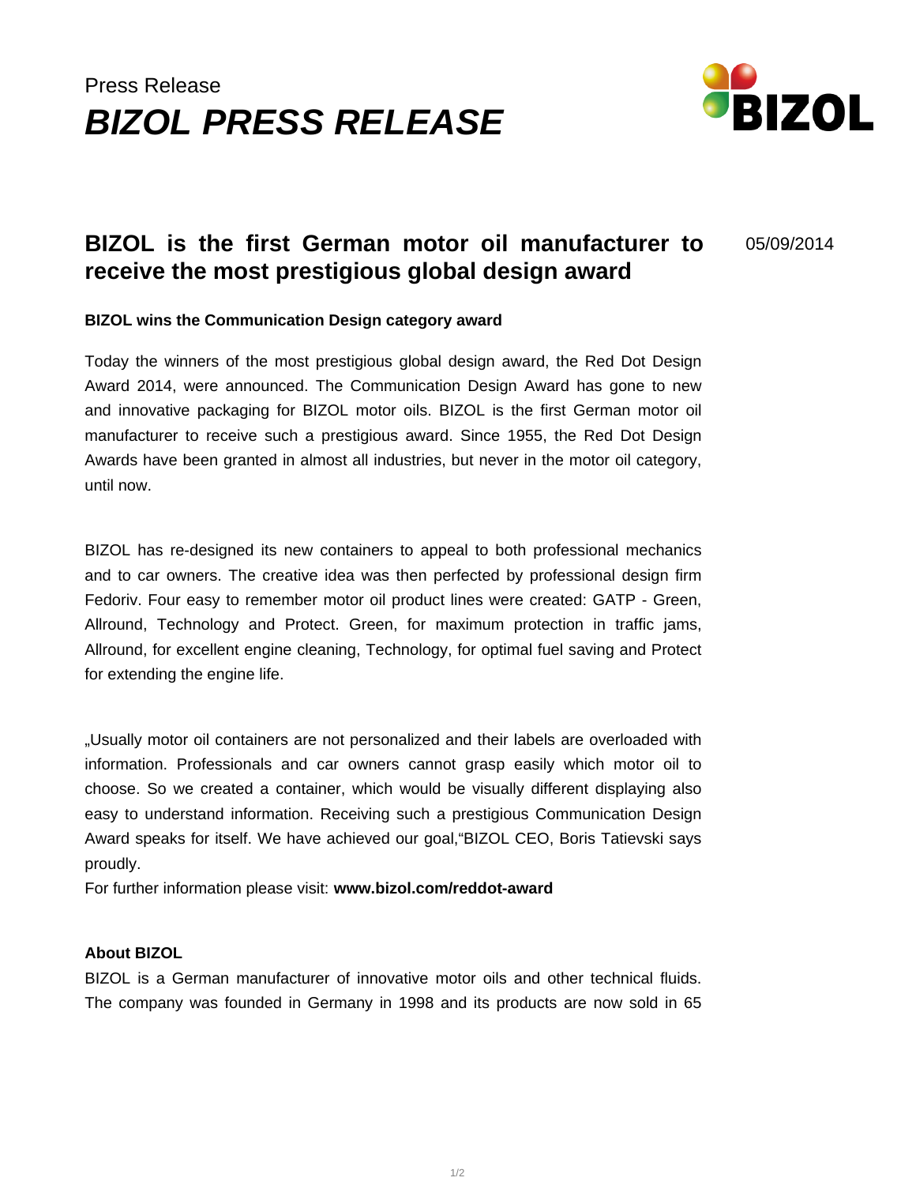Press Release

# BIZOL PRESS RELEASE

## BIZOL is the first German motor oil manufacturer to receive the most prestigious global design award

05/09/2014

**BIZOL wins the Communication Design category award**

Today the winners of the most prestigious global design award, the Red Dot Design Award 2014, were announced. The Communication Design Award has gone to new and innovative packaging for BIZOL motor oils. BIZOL is the first German motor oil manufacturer to receive such a prestigious award. Since 1955, the Red Dot Design Awards have been granted in almost all industries, but never in the motor oil category, until now.

BIZOL has re-designed its new containers to appeal to both professional mechanics and to car owners. The creative idea was then perfected by professional design firm Fedoriv. Four easy to remember motor oil product lines were created: GATP - Green, Allround, Technology and Protect. Green, for maximum protection in traffic jams, Allround, for excellent engine cleaning, Technology, for optimal fuel saving and Protect for extending the engine life.

„Usually motor oil containers are not personalized and their labels are overloaded with information. Professionals and car owners cannot grasp easily which motor oil to choose. So we created a container, which would be visually different displaying also easy to understand information. Receiving such a prestigious Communication Design Award speaks for itself. We have achieved our goal,"BIZOL CEO, Boris Tatievski says proudly.
For further information please visit: **www.bizol.com/reddot-award**

**About BIZOL**
BIZOL is a German manufacturer of innovative motor oils and other technical fluids. The company was founded in Germany in 1998 and its products are now sold in 65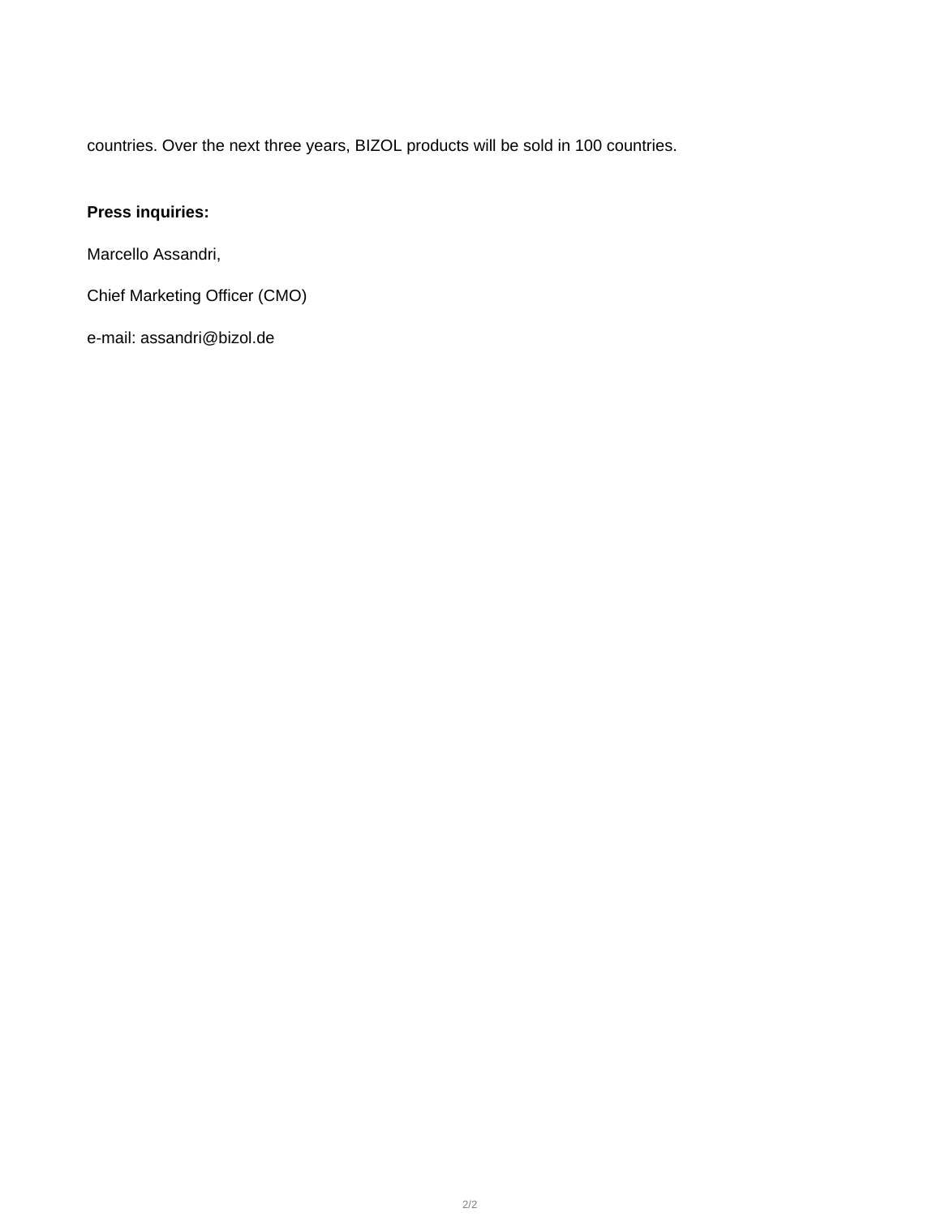countries. Over the next three years, BIZOL products will be sold in 100 countries.

**Press inquiries:**

Marcello Assandri,

Chief Marketing Officer (CMO)

e-mail: assandri@bizol.de